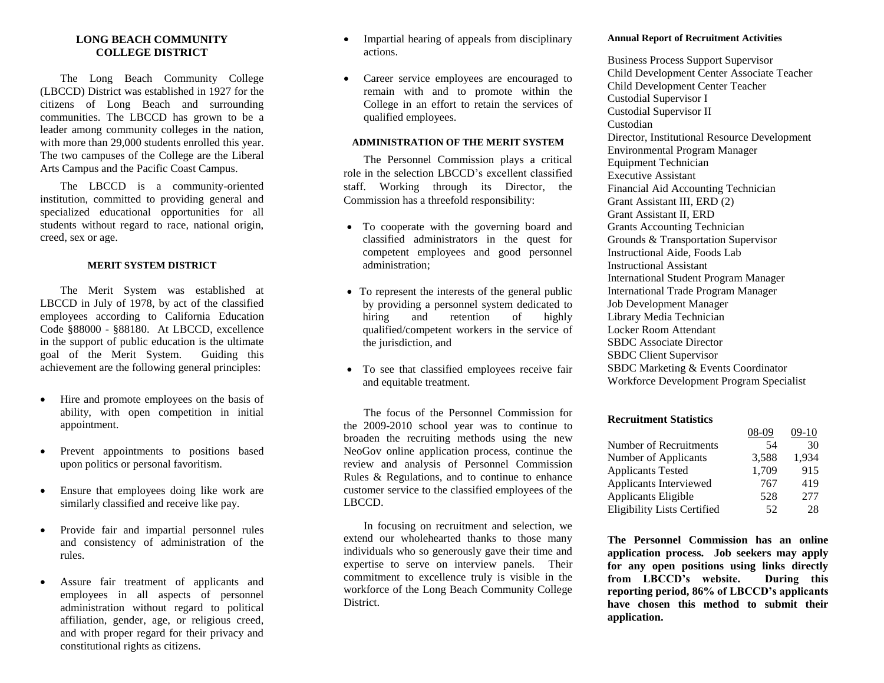# LONG BEACH COMMUNITY COLLEGE DISTRICT

The Long Beach Community College (LBCCD) District was established in 1927 for the citizens of Long Beach and surrounding communities. The LBCCD has grown to be a leader among community colleges in the nation, with more than 29,000 students enrolled this year. The two campuses of the College are the Liberal Arts Campus and the Pacific Coast Campus.

The LBCCD is a community-oriented institution, committed to providing general and specialized educational opportunities for all students without regard to race, national origin, creed, sex or age.

## MERIT SYSTEM DISTRICT

The Merit System was established at LBCCD in July of 1978, by act of the classified employees according to California Education Code §88000 - §88180. At LBCCD, excellence in the support of public education is the ultimate goal of the Merit System. Guiding this achievement are the following general principles:

- Hire and promote employees on the basis of ability, with open competition in initial appointment.
- Prevent appointments to positions based upon politics or personal favoritism.
- Ensure that employees doing like work are similarly classified and receive like pay.
- Provide fair and impartial personnel rules and consistency of administration of the rules.
- Assure fair treatment of applicants and employees in all aspects of personnel administration without regard to political affiliation, gender, age, or religious creed, and with proper regard for their privacy and constitutional rights as citizens.
- Impartial hearing of appeals from disciplinary actions.
- Career service employees are encouraged to remain with and to promote within the College in an effort to retain the services of qualified employees.

## ADMINISTRATION OF THE MERIT SYSTEM

The Personnel Commission plays a critical role in the selection LBCCD's excellent classified staff. Working through its Director, the Commission has a threefold responsibility:

- To cooperate with the governing board and classified administrators in the quest for competent employees and good personnel administration;
- To represent the interests of the general public by providing a personnel system dedicated to hiring and retention of highly qualified/competent workers in the service of the jurisdiction, and
- To see that classified employees receive fair and equitable treatment.

The focus of the Personnel Commission for the 2009-2010 school year was to continue to broaden the recruiting methods using the new NeoGov online application process, continue the review and analysis of Personnel Commission Rules & Regulations, and to continue to enhance customer service to the classified employees of the LBCCD.

In focusing on recruitment and selection, we extend our wholehearted thanks to those many individuals who so generously gave their time and expertise to serve on interview panels. Their commitment to excellence truly is visible in the workforce of the Long Beach Community College District.

## Annual Report of Recruitment Activities

Business Process Support Supervisor
Child Development Center Associate Teacher
Child Development Center Teacher
Custodial Supervisor I
Custodial Supervisor II
Custodian
Director, Institutional Resource Development
Environmental Program Manager
Equipment Technician
Executive Assistant
Financial Aid Accounting Technician
Grant Assistant III, ERD (2)
Grant Assistant II, ERD
Grants Accounting Technician
Grounds & Transportation Supervisor
Instructional Aide, Foods Lab
Instructional Assistant
International Student Program Manager
International Trade Program Manager
Job Development Manager
Library Media Technician
Locker Room Attendant
SBDC Associate Director
SBDC Client Supervisor
SBDC Marketing & Events Coordinator
Workforce Development Program Specialist

## Recruitment Statistics

| | 08-09 | 09-10 |
|---|---|---|
| Number of Recruitments | 54 | 30 |
| Number of Applicants | 3,588 | 1,934 |
| Applicants Tested | 1,709 | 915 |
| Applicants Interviewed | 767 | 419 |
| Applicants Eligible | 528 | 277 |
| Eligibility Lists Certified | 52 | 28 |

**The Personnel Commission has an online application process. Job seekers may apply for any open positions using links directly from LBCCD's website. During this reporting period, 86% of LBCCD's applicants have chosen this method to submit their application.**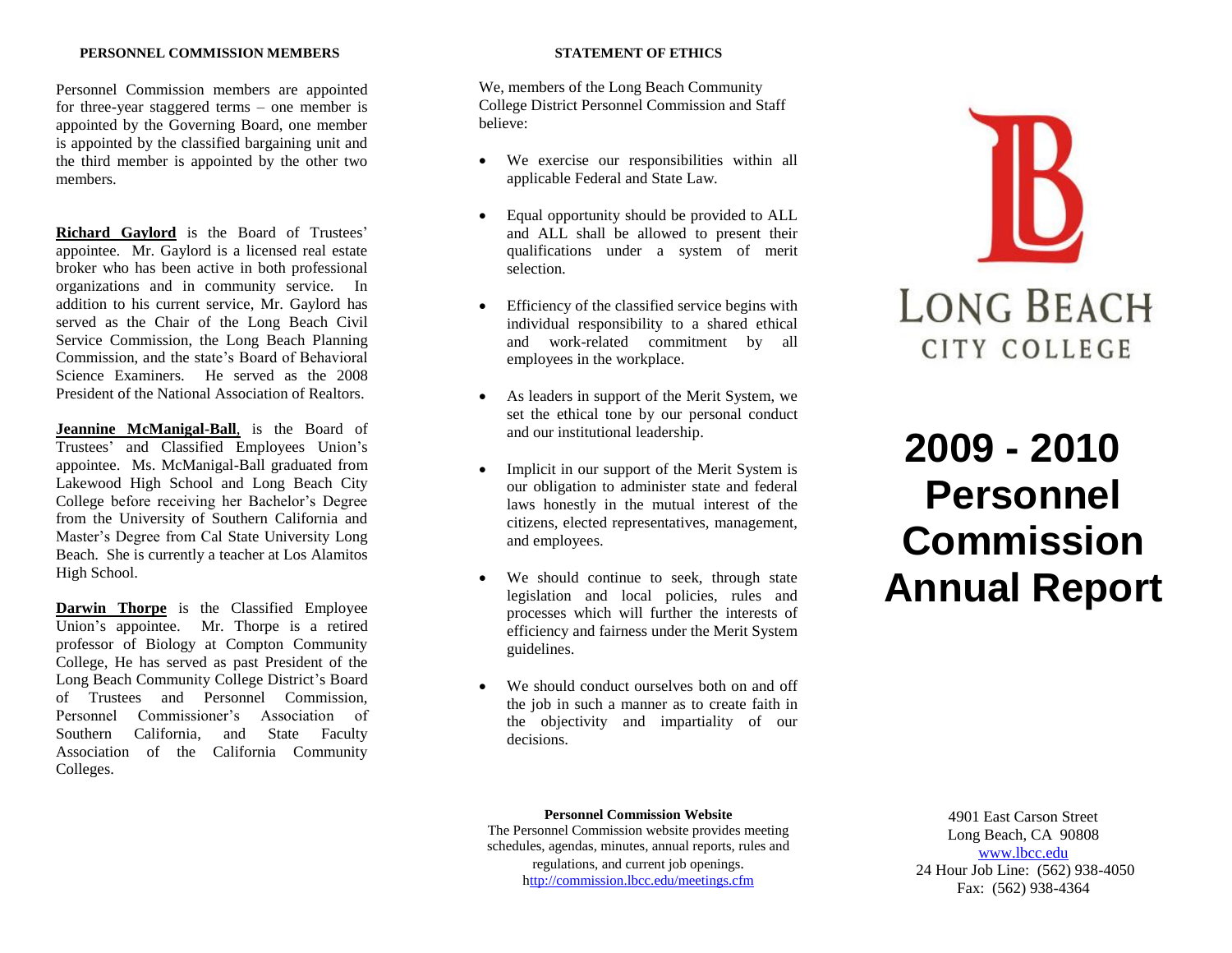## PERSONNEL COMMISSION MEMBERS

Personnel Commission members are appointed for three-year staggered terms – one member is appointed by the Governing Board, one member is appointed by the classified bargaining unit and the third member is appointed by the other two members.

**Richard Gaylord** is the Board of Trustees' appointee. Mr. Gaylord is a licensed real estate broker who has been active in both professional organizations and in community service. In addition to his current service, Mr. Gaylord has served as the Chair of the Long Beach Civil Service Commission, the Long Beach Planning Commission, and the state's Board of Behavioral Science Examiners. He served as the 2008 President of the National Association of Realtors.

**Jeannine McManigal-Ball**, is the Board of Trustees' and Classified Employees Union's appointee. Ms. McManigal-Ball graduated from Lakewood High School and Long Beach City College before receiving her Bachelor's Degree from the University of Southern California and Master's Degree from Cal State University Long Beach. She is currently a teacher at Los Alamitos High School.

**Darwin Thorpe** is the Classified Employee Union's appointee. Mr. Thorpe is a retired professor of Biology at Compton Community College, He has served as past President of the Long Beach Community College District's Board of Trustees and Personnel Commission, Personnel Commissioner's Association of Southern California, and State Faculty Association of the California Community Colleges.

## STATEMENT OF ETHICS

We, members of the Long Beach Community College District Personnel Commission and Staff believe:

- We exercise our responsibilities within all applicable Federal and State Law.
- Equal opportunity should be provided to ALL and ALL shall be allowed to present their qualifications under a system of merit selection.
- Efficiency of the classified service begins with individual responsibility to a shared ethical and work-related commitment by all employees in the workplace.
- As leaders in support of the Merit System, we set the ethical tone by our personal conduct and our institutional leadership.
- Implicit in our support of the Merit System is our obligation to administer state and federal laws honestly in the mutual interest of the citizens, elected representatives, management, and employees.
- We should continue to seek, through state legislation and local policies, rules and processes which will further the interests of efficiency and fairness under the Merit System guidelines.
- We should conduct ourselves both on and off the job in such a manner as to create faith in the objectivity and impartiality of our decisions.

**Personnel Commission Website**

The Personnel Commission website provides meeting schedules, agendas, minutes, annual reports, rules and regulations, and current job openings.
http://commission.lbcc.edu/meetings.cfm

LONG BEACH
CITY COLLEGE

# 2009 - 2010 Personnel Commission Annual Report

4901 East Carson Street
Long Beach, CA 90808
www.lbcc.edu
24 Hour Job Line: (562) 938-4050
Fax: (562) 938-4364